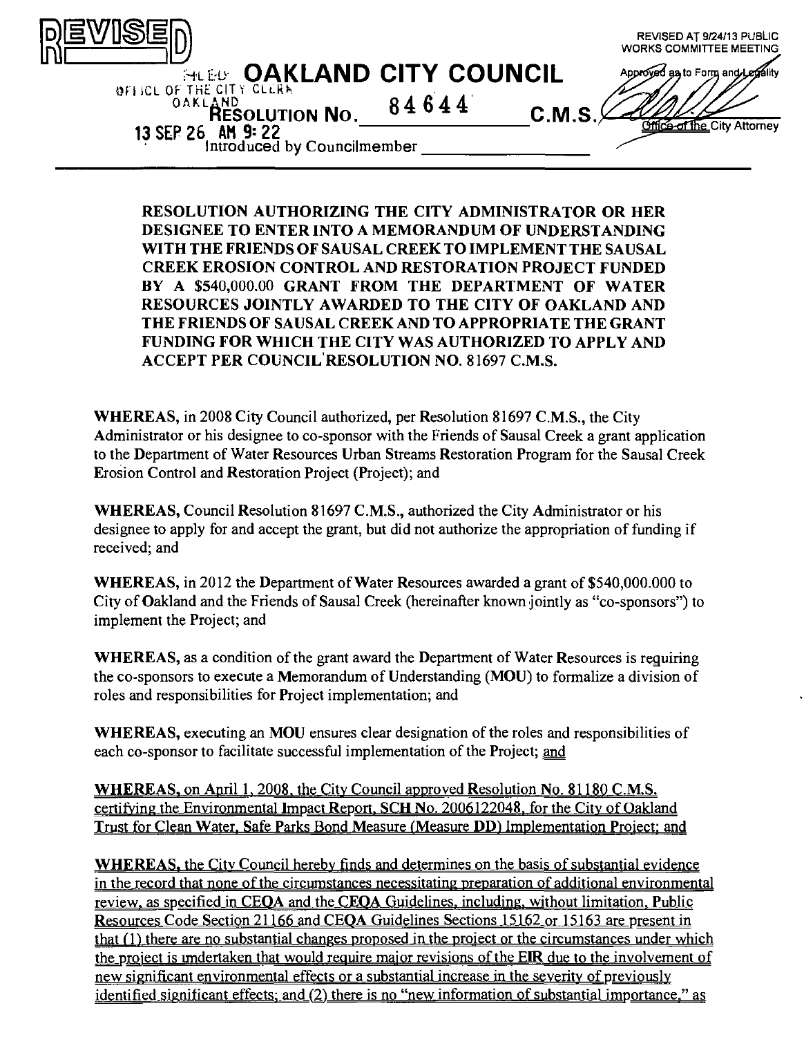REVISED

REVISED AT 9/24/13 PUBLIC WORKS COMMITTEE MEETING

FILED OFFICE OF THE CITY CLERK OAKLAND

13 SEP 26 AM 9:22

# OAKLAND CITY COUNCIL

Approved as to Form and Legality

Office of the City Attorney

**RESOLUTION NO. 84644 C.M.S.**

Introduced by Councilmember ____________________

**RESOLUTION AUTHORIZING THE CITY ADMINISTRATOR OR HER DESIGNEE TO ENTER INTO A MEMORANDUM OF UNDERSTANDING WITH THE FRIENDS OF SAUSAL CREEK TO IMPLEMENT THE SAUSAL CREEK EROSION CONTROL AND RESTORATION PROJECT FUNDED BY A $540,000.00 GRANT FROM THE DEPARTMENT OF WATER RESOURCES JOINTLY AWARDED TO THE CITY OF OAKLAND AND THE FRIENDS OF SAUSAL CREEK AND TO APPROPRIATE THE GRANT FUNDING FOR WHICH THE CITY WAS AUTHORIZED TO APPLY AND ACCEPT PER COUNCIL RESOLUTION NO. 81697 C.M.S.**

**WHEREAS,** in 2008 City Council authorized, per Resolution 81697 C.M.S., the City Administrator or his designee to co-sponsor with the Friends of Sausal Creek a grant application to the Department of Water Resources Urban Streams Restoration Program for the Sausal Creek Erosion Control and Restoration Project (Project); and

**WHEREAS,** Council Resolution 81697 C.M.S., authorized the City Administrator or his designee to apply for and accept the grant, but did not authorize the appropriation of funding if received; and

**WHEREAS,** in 2012 the Department of Water Resources awarded a grant of $540,000.000 to City of Oakland and the Friends of Sausal Creek (hereinafter known jointly as "co-sponsors") to implement the Project; and

**WHEREAS,** as a condition of the grant award the Department of Water Resources is requiring the co-sponsors to execute a Memorandum of Understanding (MOU) to formalize a division of roles and responsibilities for Project implementation; and

**WHEREAS,** executing an MOU ensures clear designation of the roles and responsibilities of each co-sponsor to facilitate successful implementation of the Project; and

**WHEREAS,** on April 1, 2008, the City Council approved Resolution No. 81180 C.M.S. certifying the Environmental Impact Report, SCH No. 2006122048, for the City of Oakland Trust for Clean Water, Safe Parks Bond Measure (Measure DD) Implementation Project; and

**WHEREAS,** the City Council hereby finds and determines on the basis of substantial evidence in the record that none of the circumstances necessitating preparation of additional environmental review, as specified in CEQA and the CEQA Guidelines, including, without limitation, Public Resources Code Section 21166 and CEQA Guidelines Sections 15162 or 15163 are present in that (1) there are no substantial changes proposed in the project or the circumstances under which the project is undertaken that would require major revisions of the EIR due to the involvement of new significant environmental effects or a substantial increase in the severity of previously identified significant effects; and (2) there is no "new information of substantial importance," as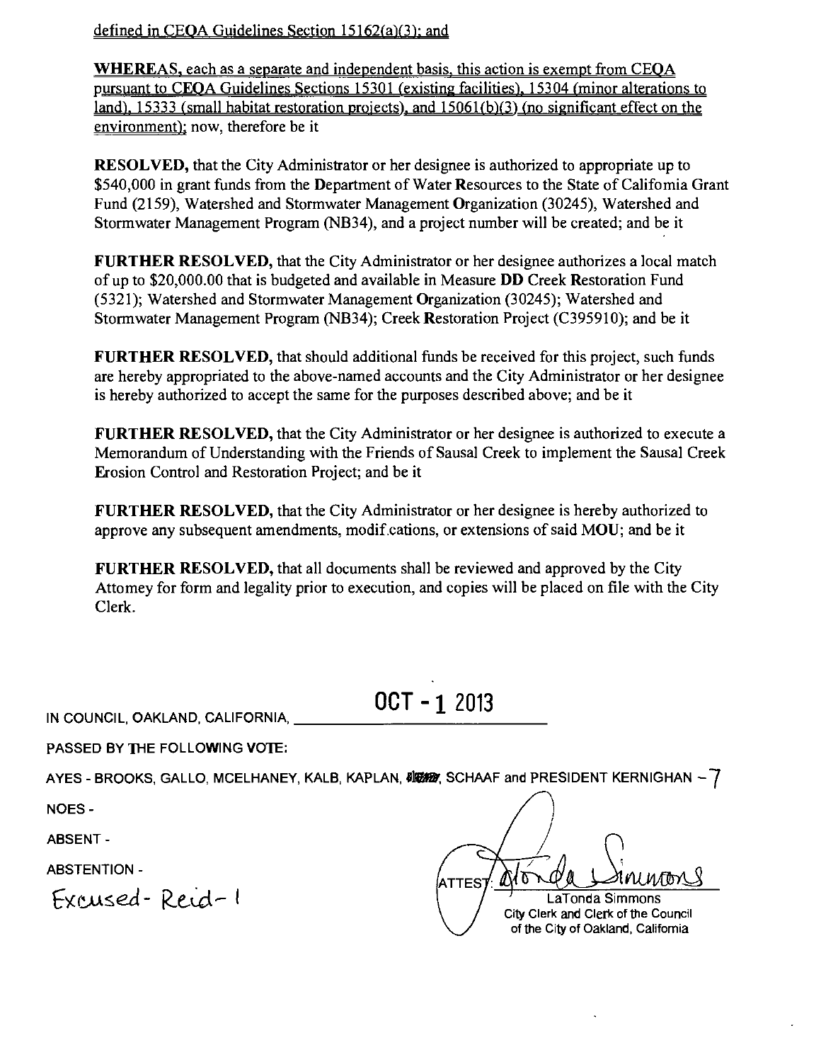defined in CEQA Guidelines Section 15162(a)(3); and

**WHEREAS**, each as a separate and independent basis, this action is exempt from CEQA pursuant to CEQA Guidelines Sections 15301 (existing facilities), 15304 (minor alterations to land), 15333 (small habitat restoration projects), and 15061(b)(3) (no significant effect on the environment); now, therefore be it

**RESOLVED,** that the City Administrator or her designee is authorized to appropriate up to $540,000 in grant funds from the Department of Water Resources to the State of California Grant Fund (2159), Watershed and Stormwater Management Organization (30245), Watershed and Stormwater Management Program (NB34), and a project number will be created; and be it

**FURTHER RESOLVED,** that the City Administrator or her designee authorizes a local match of up to $20,000.00 that is budgeted and available in Measure DD Creek Restoration Fund (5321); Watershed and Stormwater Management Organization (30245); Watershed and Stormwater Management Program (NB34); Creek Restoration Project (C395910); and be it

**FURTHER RESOLVED,** that should additional funds be received for this project, such funds are hereby appropriated to the above-named accounts and the City Administrator or her designee is hereby authorized to accept the same for the purposes described above; and be it

**FURTHER RESOLVED,** that the City Administrator or her designee is authorized to execute a Memorandum of Understanding with the Friends of Sausal Creek to implement the Sausal Creek Erosion Control and Restoration Project; and be it

**FURTHER RESOLVED,** that the City Administrator or her designee is hereby authorized to approve any subsequent amendments, modifications, or extensions of said MOU; and be it

**FURTHER RESOLVED,** that all documents shall be reviewed and approved by the City Attorney for form and legality prior to execution, and copies will be placed on file with the City Clerk.

IN COUNCIL, OAKLAND, CALIFORNIA, OCT - 1 2013

PASSED BY THE FOLLOWING VOTE:

AYES - BROOKS, GALLO, MCELHANEY, KALB, KAPLAN, ~~REID~~, SCHAAF and PRESIDENT KERNIGHAN - 7

NOES -

ABSENT -

ABSTENTION -

Excused - Reid - 1

ATTEST: LaTonda Simmons

LaTonda Simmons
City Clerk and Clerk of the Council
of the City of Oakland, California